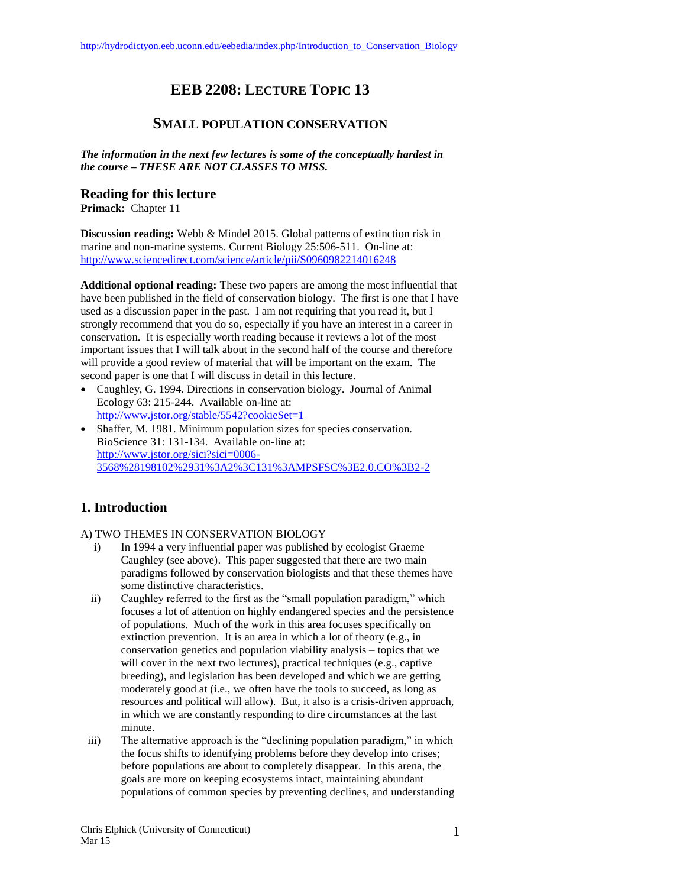http://hydrodictyon.eeb.uconn.edu/eebedia/index.php/Introduction_to_Conservation_Biology

# EEB 2208: LECTURE TOPIC 13

## SMALL POPULATION CONSERVATION

***The information in the next few lectures is some of the conceptually hardest in the course – THESE ARE NOT CLASSES TO MISS.***

### Reading for this lecture

**Primack:** Chapter 11

**Discussion reading:** Webb & Mindel 2015. Global patterns of extinction risk in marine and non-marine systems. Current Biology 25:506-511. On-line at: http://www.sciencedirect.com/science/article/pii/S0960982214016248

**Additional optional reading:** These two papers are among the most influential that have been published in the field of conservation biology. The first is one that I have used as a discussion paper in the past. I am not requiring that you read it, but I strongly recommend that you do so, especially if you have an interest in a career in conservation. It is especially worth reading because it reviews a lot of the most important issues that I will talk about in the second half of the course and therefore will provide a good review of material that will be important on the exam. The second paper is one that I will discuss in detail in this lecture.

- Caughley, G. 1994. Directions in conservation biology. Journal of Animal Ecology 63: 215-244. Available on-line at: http://www.jstor.org/stable/5542?cookieSet=1
- Shaffer, M. 1981. Minimum population sizes for species conservation. BioScience 31: 131-134. Available on-line at: http://www.jstor.org/sici?sici=0006-3568%28198102%2931%3A2%3C131%3AMPSFSC%3E2.0.CO%3B2-2

## 1. Introduction

A) TWO THEMES IN CONSERVATION BIOLOGY

i) In 1994 a very influential paper was published by ecologist Graeme Caughley (see above). This paper suggested that there are two main paradigms followed by conservation biologists and that these themes have some distinctive characteristics.

ii) Caughley referred to the first as the "small population paradigm," which focuses a lot of attention on highly endangered species and the persistence of populations. Much of the work in this area focuses specifically on extinction prevention. It is an area in which a lot of theory (e.g., in conservation genetics and population viability analysis – topics that we will cover in the next two lectures), practical techniques (e.g., captive breeding), and legislation has been developed and which we are getting moderately good at (i.e., we often have the tools to succeed, as long as resources and political will allow). But, it also is a crisis-driven approach, in which we are constantly responding to dire circumstances at the last minute.

iii) The alternative approach is the "declining population paradigm," in which the focus shifts to identifying problems before they develop into crises; before populations are about to completely disappear. In this arena, the goals are more on keeping ecosystems intact, maintaining abundant populations of common species by preventing declines, and understanding

Chris Elphick (University of Connecticut)
Mar 15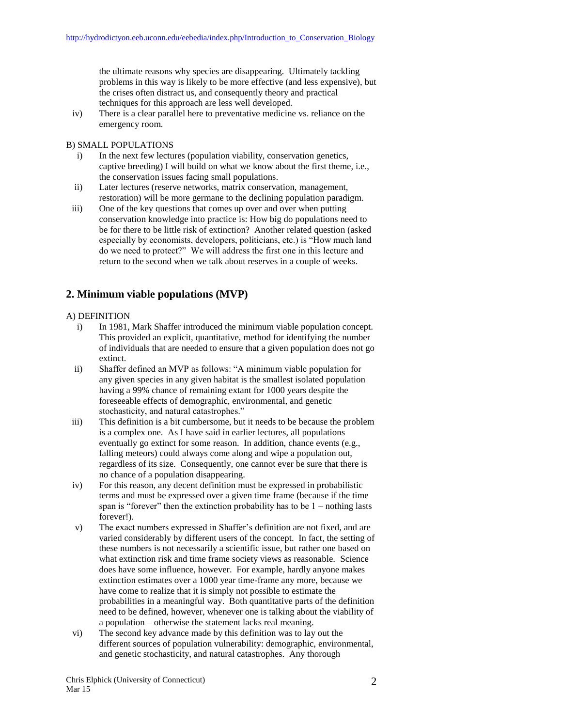the ultimate reasons why species are disappearing. Ultimately tackling problems in this way is likely to be more effective (and less expensive), but the crises often distract us, and consequently theory and practical techniques for this approach are less well developed.

iv) There is a clear parallel here to preventative medicine vs. reliance on the emergency room.

B) SMALL POPULATIONS

i) In the next few lectures (population viability, conservation genetics, captive breeding) I will build on what we know about the first theme, i.e., the conservation issues facing small populations.

ii) Later lectures (reserve networks, matrix conservation, management, restoration) will be more germane to the declining population paradigm.

iii) One of the key questions that comes up over and over when putting conservation knowledge into practice is: How big do populations need to be for there to be little risk of extinction? Another related question (asked especially by economists, developers, politicians, etc.) is "How much land do we need to protect?" We will address the first one in this lecture and return to the second when we talk about reserves in a couple of weeks.

## 2. Minimum viable populations (MVP)

A) DEFINITION

i) In 1981, Mark Shaffer introduced the minimum viable population concept. This provided an explicit, quantitative, method for identifying the number of individuals that are needed to ensure that a given population does not go extinct.

ii) Shaffer defined an MVP as follows: "A minimum viable population for any given species in any given habitat is the smallest isolated population having a 99% chance of remaining extant for 1000 years despite the foreseeable effects of demographic, environmental, and genetic stochasticity, and natural catastrophes."

iii) This definition is a bit cumbersome, but it needs to be because the problem is a complex one. As I have said in earlier lectures, all populations eventually go extinct for some reason. In addition, chance events (e.g., falling meteors) could always come along and wipe a population out, regardless of its size. Consequently, one cannot ever be sure that there is no chance of a population disappearing.

iv) For this reason, any decent definition must be expressed in probabilistic terms and must be expressed over a given time frame (because if the time span is "forever" then the extinction probability has to be 1 – nothing lasts forever!).

v) The exact numbers expressed in Shaffer's definition are not fixed, and are varied considerably by different users of the concept. In fact, the setting of these numbers is not necessarily a scientific issue, but rather one based on what extinction risk and time frame society views as reasonable. Science does have some influence, however. For example, hardly anyone makes extinction estimates over a 1000 year time-frame any more, because we have come to realize that it is simply not possible to estimate the probabilities in a meaningful way. Both quantitative parts of the definition need to be defined, however, whenever one is talking about the viability of a population – otherwise the statement lacks real meaning.

vi) The second key advance made by this definition was to lay out the different sources of population vulnerability: demographic, environmental, and genetic stochasticity, and natural catastrophes. Any thorough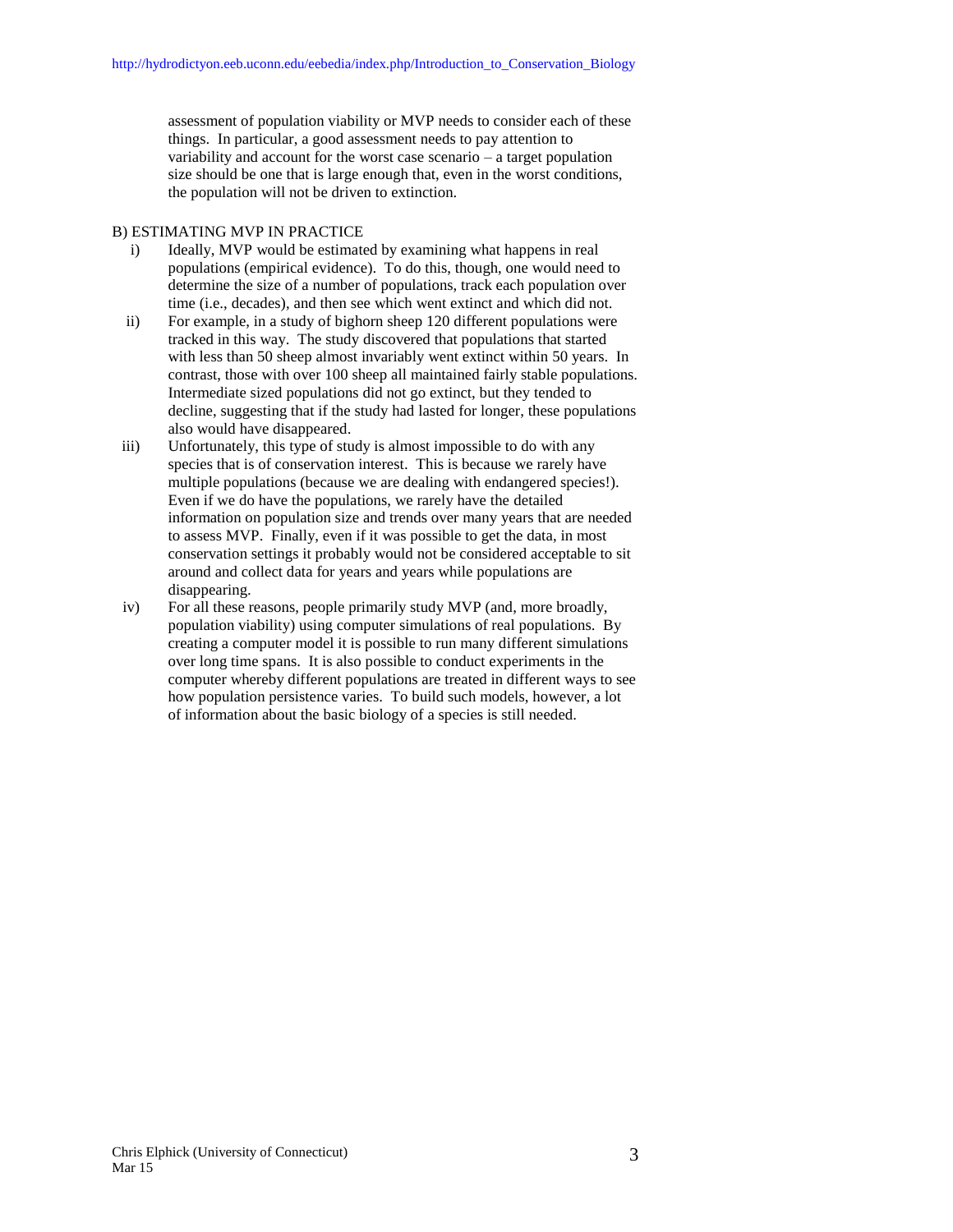assessment of population viability or MVP needs to consider each of these things. In particular, a good assessment needs to pay attention to variability and account for the worst case scenario – a target population size should be one that is large enough that, even in the worst conditions, the population will not be driven to extinction.

B) ESTIMATING MVP IN PRACTICE

i) Ideally, MVP would be estimated by examining what happens in real populations (empirical evidence). To do this, though, one would need to determine the size of a number of populations, track each population over time (i.e., decades), and then see which went extinct and which did not.

ii) For example, in a study of bighorn sheep 120 different populations were tracked in this way. The study discovered that populations that started with less than 50 sheep almost invariably went extinct within 50 years. In contrast, those with over 100 sheep all maintained fairly stable populations. Intermediate sized populations did not go extinct, but they tended to decline, suggesting that if the study had lasted for longer, these populations also would have disappeared.

iii) Unfortunately, this type of study is almost impossible to do with any species that is of conservation interest. This is because we rarely have multiple populations (because we are dealing with endangered species!). Even if we do have the populations, we rarely have the detailed information on population size and trends over many years that are needed to assess MVP. Finally, even if it was possible to get the data, in most conservation settings it probably would not be considered acceptable to sit around and collect data for years and years while populations are disappearing.

iv) For all these reasons, people primarily study MVP (and, more broadly, population viability) using computer simulations of real populations. By creating a computer model it is possible to run many different simulations over long time spans. It is also possible to conduct experiments in the computer whereby different populations are treated in different ways to see how population persistence varies. To build such models, however, a lot of information about the basic biology of a species is still needed.